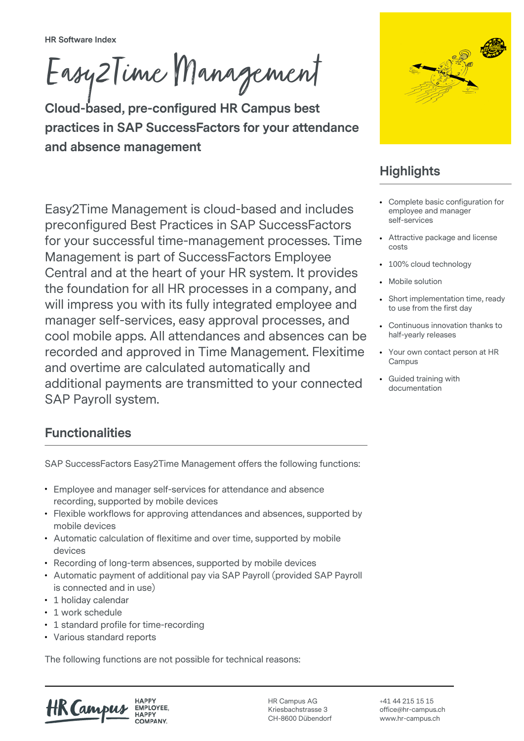HR Software Index

# Easy2Time Management

**Cloud-based, pre-configured HR Campus best practices in SAP SuccessFactors for your attendance and absence management**

Easy2Time Management is cloud-based and includes preconfigured Best Practices in SAP SuccessFactors for your successful time-management processes. Time Management is part of SuccessFactors Employee Central and at the heart of your HR system. It provides the foundation for all HR processes in a company, and will impress you with its fully integrated employee and manager self-services, easy approval processes, and cool mobile apps. All attendances and absences can be recorded and approved in Time Management. Flexitime and overtime are calculated automatically and additional payments are transmitted to your connected SAP Payroll system.

## Highlights

- Complete basic configuration for employee and manager self-services
- Attractive package and license costs
- 100% cloud technology
- Mobile solution
- Short implementation time, ready to use from the first day
- Continuous innovation thanks to half-yearly releases
- Your own contact person at HR Campus
- Guided training with documentation

## Functionalities

SAP SuccessFactors Easy2Time Management offers the following functions:

- Employee and manager self-services for attendance and absence recording, supported by mobile devices
- Flexible workflows for approving attendances and absences, supported by mobile devices
- Automatic calculation of flexitime and over time, supported by mobile devices
- Recording of long-term absences, supported by mobile devices
- Automatic payment of additional pay via SAP Payroll (provided SAP Payroll is connected and in use)
- 1 holiday calendar
- 1 work schedule
- 1 standard profile for time-recording
- Various standard reports

The following functions are not possible for technical reasons:

HR Campus AG
Kriesbachstrasse 3
CH-8600 Dübendorf

+41 44 215 15 15
office@hr-campus.ch
www.hr-campus.ch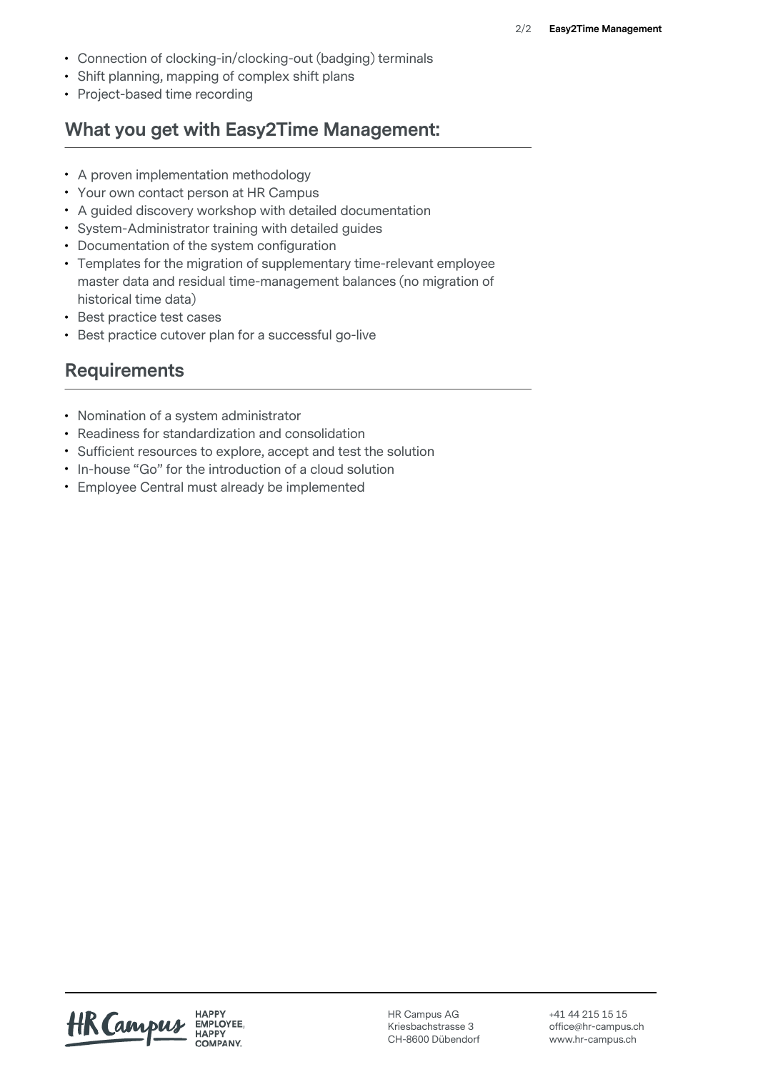- Connection of clocking-in/clocking-out (badging) terminals
- Shift planning, mapping of complex shift plans
- Project-based time recording

## What you get with Easy2Time Management:

- A proven implementation methodology
- Your own contact person at HR Campus
- A guided discovery workshop with detailed documentation
- System-Administrator training with detailed guides
- Documentation of the system configuration
- Templates for the migration of supplementary time-relevant employee master data and residual time-management balances (no migration of historical time data)
- Best practice test cases
- Best practice cutover plan for a successful go-live

## Requirements

- Nomination of a system administrator
- Readiness for standardization and consolidation
- Sufficient resources to explore, accept and test the solution
- In-house "Go" for the introduction of a cloud solution
- Employee Central must already be implemented

HR Campus AG
Kriesbachstrasse 3
CH-8600 Dübendorf

+41 44 215 15 15
office@hr-campus.ch
www.hr-campus.ch